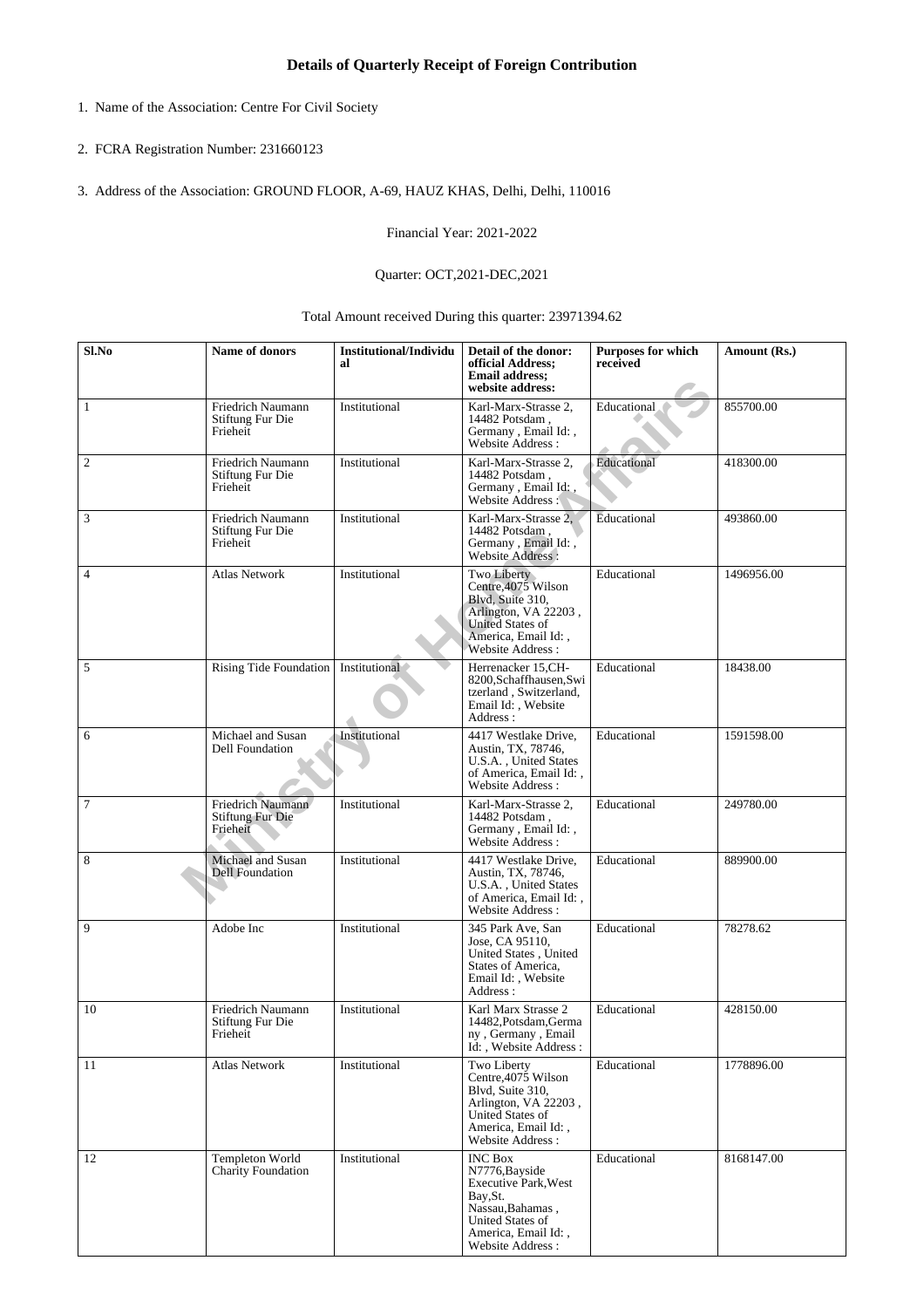## Details of Quarterly Receipt of Foreign Contribution

1. Name of the Association: Centre For Civil Society

2. FCRA Registration Number: 231660123

3. Address of the Association: GROUND FLOOR, A-69, HAUZ KHAS, Delhi, Delhi, 110016

Financial Year: 2021-2022

Quarter: OCT,2021-DEC,2021

Total Amount received During this quarter: 23971394.62

| Sl.No | Name of donors | Institutional/Individual | Detail of the donor: official Address; Email address; website address: | Purposes for which received | Amount (Rs.) |
|---|---|---|---|---|---|
| 1 | Friedrich Naumann Stiftung Fur Die Frieheit | Institutional | Karl-Marx-Strasse 2, 14482 Potsdam , Germany , Email Id: , Website Address : | Educational | 855700.00 |
| 2 | Friedrich Naumann Stiftung Fur Die Frieheit | Institutional | Karl-Marx-Strasse 2, 14482 Potsdam , Germany , Email Id: , Website Address : | Educational | 418300.00 |
| 3 | Friedrich Naumann Stiftung Fur Die Frieheit | Institutional | Karl-Marx-Strasse 2, 14482 Potsdam , Germany , Email Id: , Website Address : | Educational | 493860.00 |
| 4 | Atlas Network | Institutional | Two Liberty Centre,4075 Wilson Blvd, Suite 310, Arlington, VA 22203 , United States of America, Email Id: , Website Address : | Educational | 1496956.00 |
| 5 | Rising Tide Foundation | Institutional | Herrenacker 15,CH-8200,Schaffhausen,Switzerland , Switzerland, Email Id: , Website Address : | Educational | 18438.00 |
| 6 | Michael and Susan Dell Foundation | Institutional | 4417 Westlake Drive, Austin, TX, 78746, U.S.A. , United States of America, Email Id: , Website Address : | Educational | 1591598.00 |
| 7 | Friedrich Naumann Stiftung Fur Die Frieheit | Institutional | Karl-Marx-Strasse 2, 14482 Potsdam , Germany , Email Id: , Website Address : | Educational | 249780.00 |
| 8 | Michael and Susan Dell Foundation | Institutional | 4417 Westlake Drive, Austin, TX, 78746, U.S.A. , United States of America, Email Id: , Website Address : | Educational | 889900.00 |
| 9 | Adobe Inc | Institutional | 345 Park Ave, San Jose, CA 95110, United States , United States of America, Email Id: , Website Address : | Educational | 78278.62 |
| 10 | Friedrich Naumann Stiftung Fur Die Frieheit | Institutional | Karl Marx Strasse 2 14482,Potsdam,Germany , Germany , Email Id: , Website Address : | Educational | 428150.00 |
| 11 | Atlas Network | Institutional | Two Liberty Centre,4075 Wilson Blvd, Suite 310, Arlington, VA 22203 , United States of America, Email Id: , Website Address : | Educational | 1778896.00 |
| 12 | Templeton World Charity Foundation | Institutional | INC Box N7776,Bayside Executive Park,West Bay,St. Nassau,Bahamas , United States of America, Email Id: , Website Address : | Educational | 8168147.00 |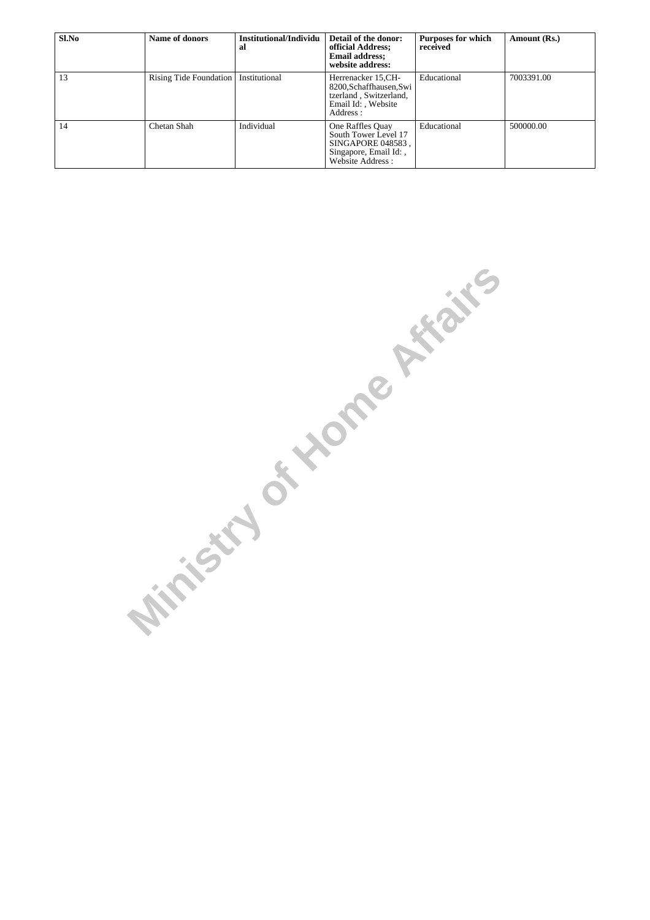| Sl.No | Name of donors | Institutional/Individual | Detail of the donor: official Address; Email address; website address: | Purposes for which received | Amount (Rs.) |
|---|---|---|---|---|---|
| 13 | Rising Tide Foundation | Institutional | Herrenacker 15,CH-8200,Schaffhausen,Switzerland , Switzerland, Email Id: , Website Address : | Educational | 7003391.00 |
| 14 | Chetan Shah | Individual | One Raffles Quay South Tower Level 17 SINGAPORE 048583 , Singapore, Email Id: , Website Address : | Educational | 500000.00 |